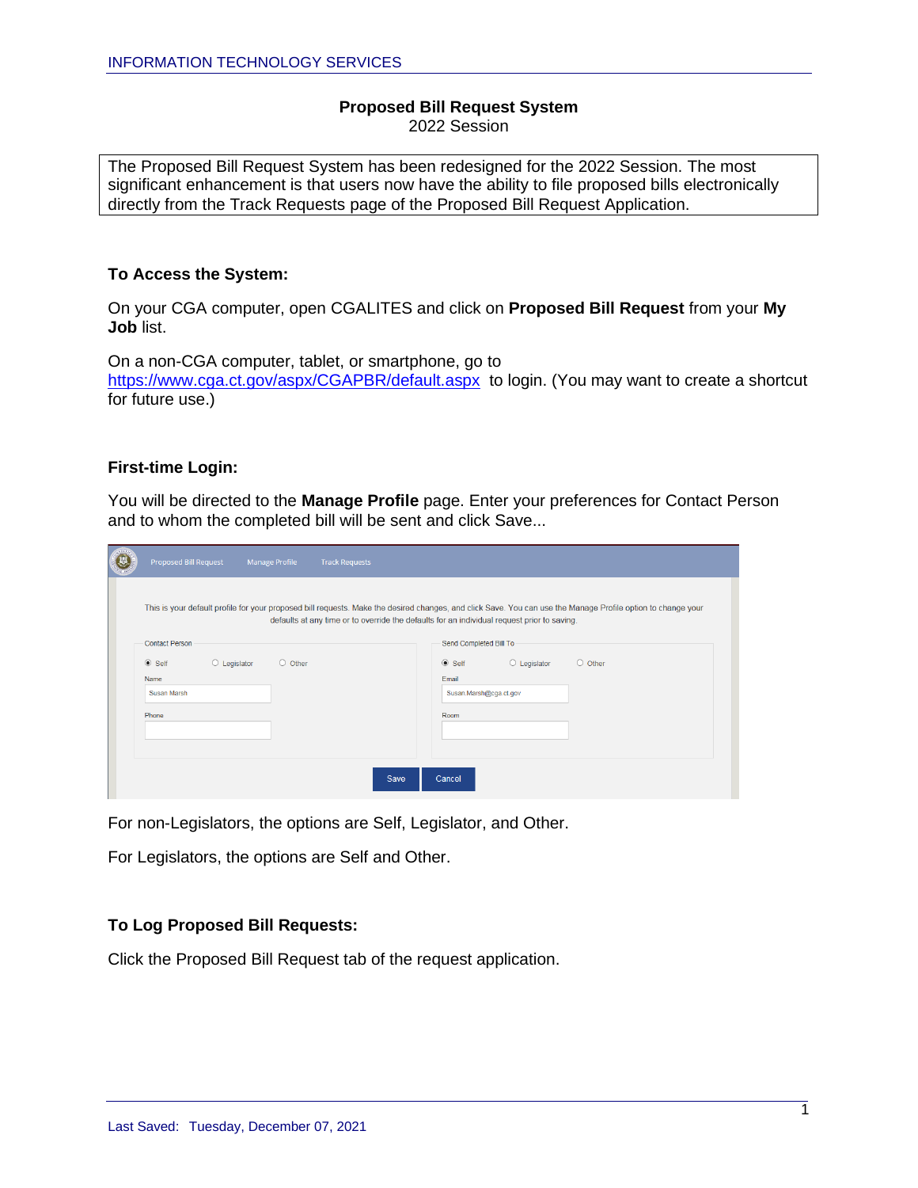# Proposed Bill Request System

2022 Session

The Proposed Bill Request System has been redesigned for the 2022 Session. The most significant enhancement is that users now have the ability to file proposed bills electronically directly from the Track Requests page of the Proposed Bill Request Application.

### To Access the System:

On your CGA computer, open CGALITES and click on **Proposed Bill Request** from your **My Job** list.

On a non-CGA computer, tablet, or smartphone, go to https://www.cga.ct.gov/aspx/CGAPBR/default.aspx to login. (You may want to create a shortcut for future use.)

### First-time Login:

You will be directed to the **Manage Profile** page. Enter your preferences for Contact Person and to whom the completed bill will be sent and click Save...

For non-Legislators, the options are Self, Legislator, and Other.

For Legislators, the options are Self and Other.

### To Log Proposed Bill Requests:

Click the Proposed Bill Request tab of the request application.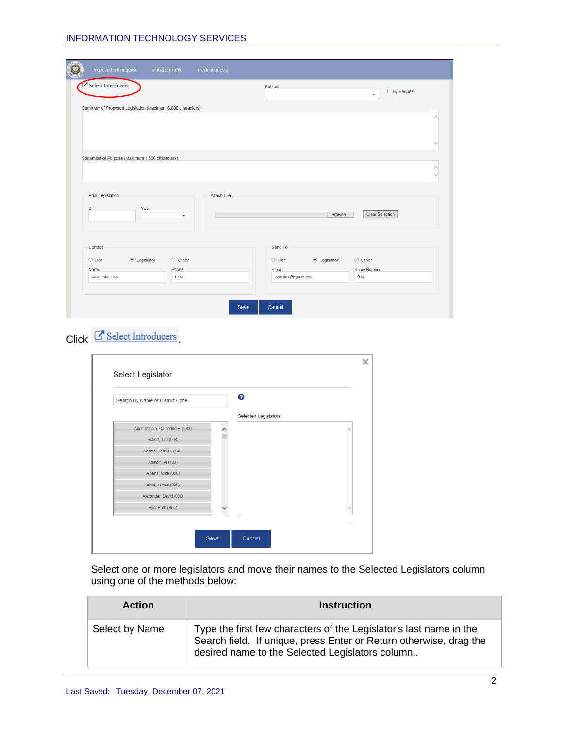Click Select Introducers.

Select one or more legislators and move their names to the Selected Legislators column using one of the methods below:

| Action | Instruction |
| --- | --- |
| Select by Name | Type the first few characters of the Legislator's last name in the Search field. If unique, press Enter or Return otherwise, drag the desired name to the Selected Legislators column.. |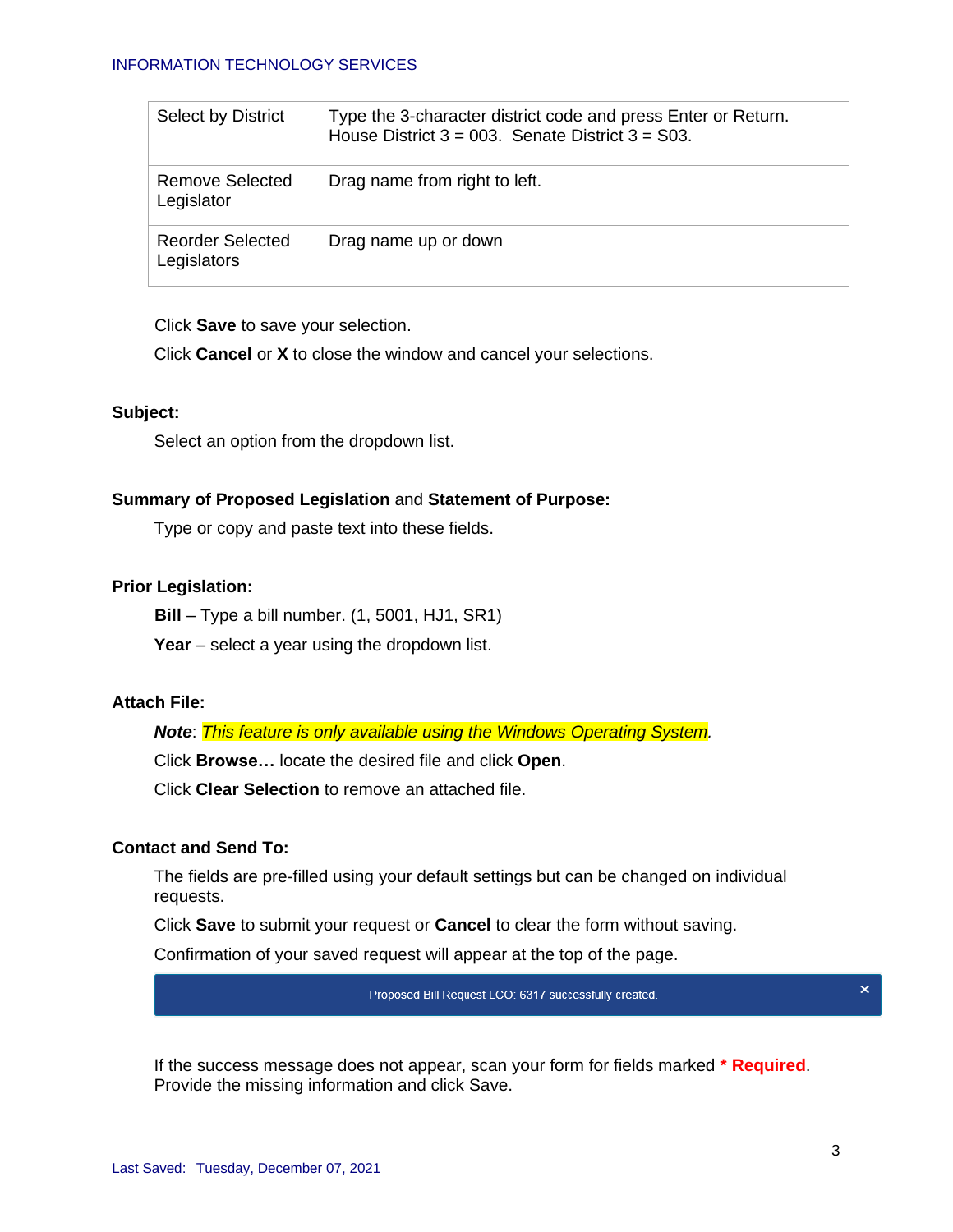| | |
|---|---|
| Select by District | Type the 3-character district code and press Enter or Return. House District 3 = 003. Senate District 3 = S03. |
| Remove Selected Legislator | Drag name from right to left. |
| Reorder Selected Legislators | Drag name up or down |

Click **Save** to save your selection.

Click **Cancel** or **X** to close the window and cancel your selections.

**Subject:**

Select an option from the dropdown list.

**Summary of Proposed Legislation** and **Statement of Purpose:**

Type or copy and paste text into these fields.

**Prior Legislation:**

**Bill** – Type a bill number. (1, 5001, HJ1, SR1)

**Year** – select a year using the dropdown list.

**Attach File:**

***Note***: *This feature is only available using the Windows Operating System.*

Click **Browse…** locate the desired file and click **Open**.

Click **Clear Selection** to remove an attached file.

**Contact and Send To:**

The fields are pre-filled using your default settings but can be changed on individual requests.

Click **Save** to submit your request or **Cancel** to clear the form without saving.

Confirmation of your saved request will appear at the top of the page.

Proposed Bill Request LCO: 6317 successfully created. ×

If the success message does not appear, scan your form for fields marked *** Required**. Provide the missing information and click Save.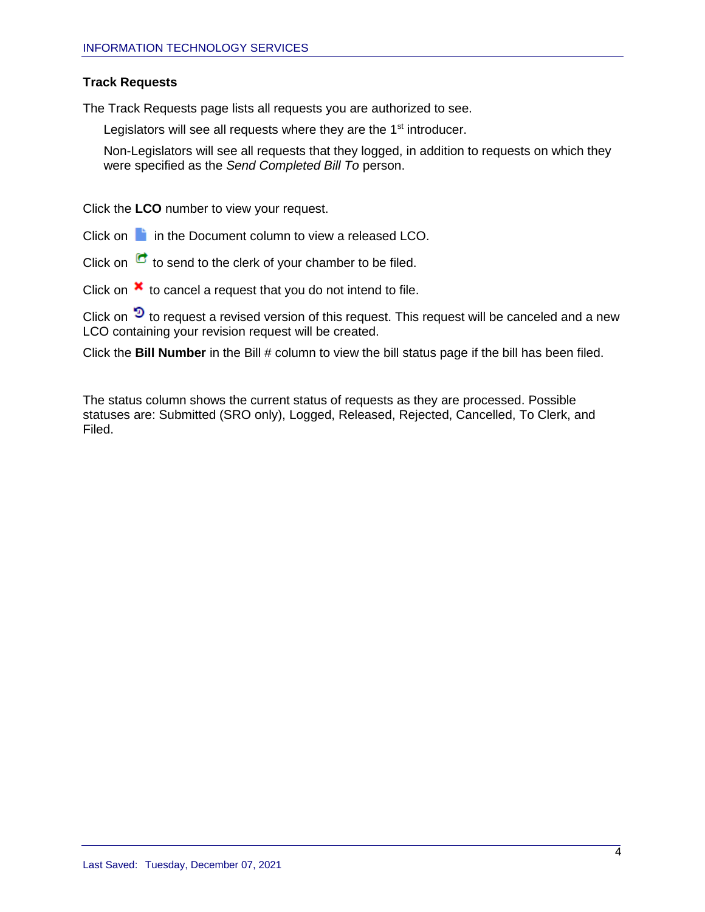## Track Requests

The Track Requests page lists all requests you are authorized to see.

Legislators will see all requests where they are the 1st introducer.

Non-Legislators will see all requests that they logged, in addition to requests on which they were specified as the *Send Completed Bill To* person.

Click the **LCO** number to view your request.

Click on in the Document column to view a released LCO.

Click on to send to the clerk of your chamber to be filed.

Click on to cancel a request that you do not intend to file.

Click on to request a revised version of this request. This request will be canceled and a new LCO containing your revision request will be created.

Click the **Bill Number** in the Bill # column to view the bill status page if the bill has been filed.

The status column shows the current status of requests as they are processed. Possible statuses are: Submitted (SRO only), Logged, Released, Rejected, Cancelled, To Clerk, and Filed.